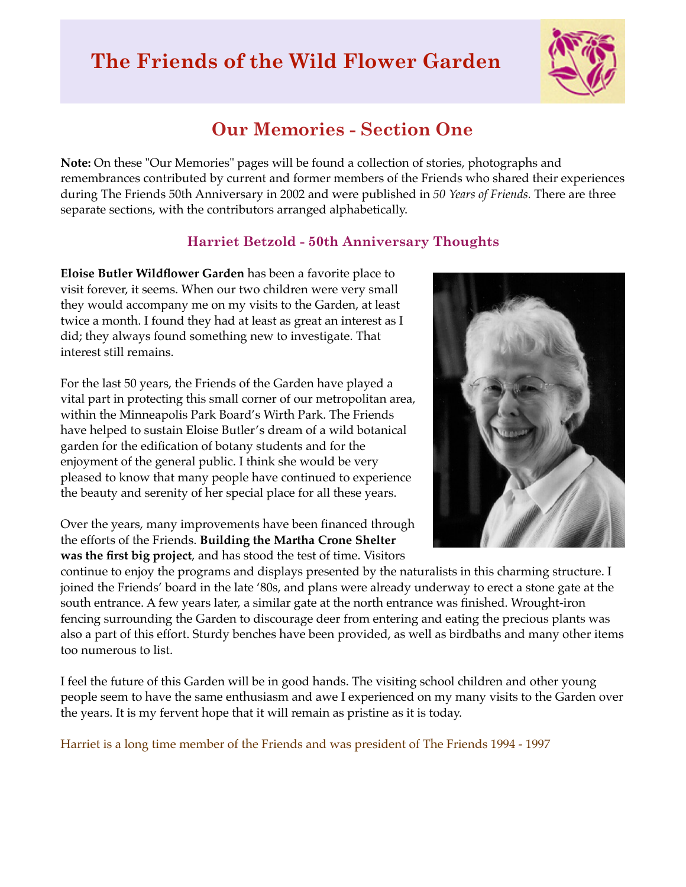# The Friends of the Wild Flower Garden

## Our Memories - Section One

**Note:** On these "Our Memories" pages will be found a collection of stories, photographs and remembrances contributed by current and former members of the Friends who shared their experiences during The Friends 50th Anniversary in 2002 and were published in *50 Years of Friends.* There are three separate sections, with the contributors arranged alphabetically.

### Harriet Betzold - 50th Anniversary Thoughts

**Eloise Butler Wildflower Garden** has been a favorite place to visit forever, it seems. When our two children were very small they would accompany me on my visits to the Garden, at least twice a month. I found they had at least as great an interest as I did; they always found something new to investigate. That interest still remains.

For the last 50 years, the Friends of the Garden have played a vital part in protecting this small corner of our metropolitan area, within the Minneapolis Park Board's Wirth Park. The Friends have helped to sustain Eloise Butler's dream of a wild botanical garden for the edification of botany students and for the enjoyment of the general public. I think she would be very pleased to know that many people have continued to experience the beauty and serenity of her special place for all these years.

Over the years, many improvements have been financed through the efforts of the Friends. **Building the Martha Crone Shelter was the first big project**, and has stood the test of time. Visitors continue to enjoy the programs and displays presented by the naturalists in this charming structure. I joined the Friends' board in the late '80s, and plans were already underway to erect a stone gate at the south entrance. A few years later, a similar gate at the north entrance was finished. Wrought-iron fencing surrounding the Garden to discourage deer from entering and eating the precious plants was also a part of this effort. Sturdy benches have been provided, as well as birdbaths and many other items too numerous to list.

I feel the future of this Garden will be in good hands. The visiting school children and other young people seem to have the same enthusiasm and awe I experienced on my many visits to the Garden over the years. It is my fervent hope that it will remain as pristine as it is today.

Harriet is a long time member of the Friends and was president of The Friends 1994 - 1997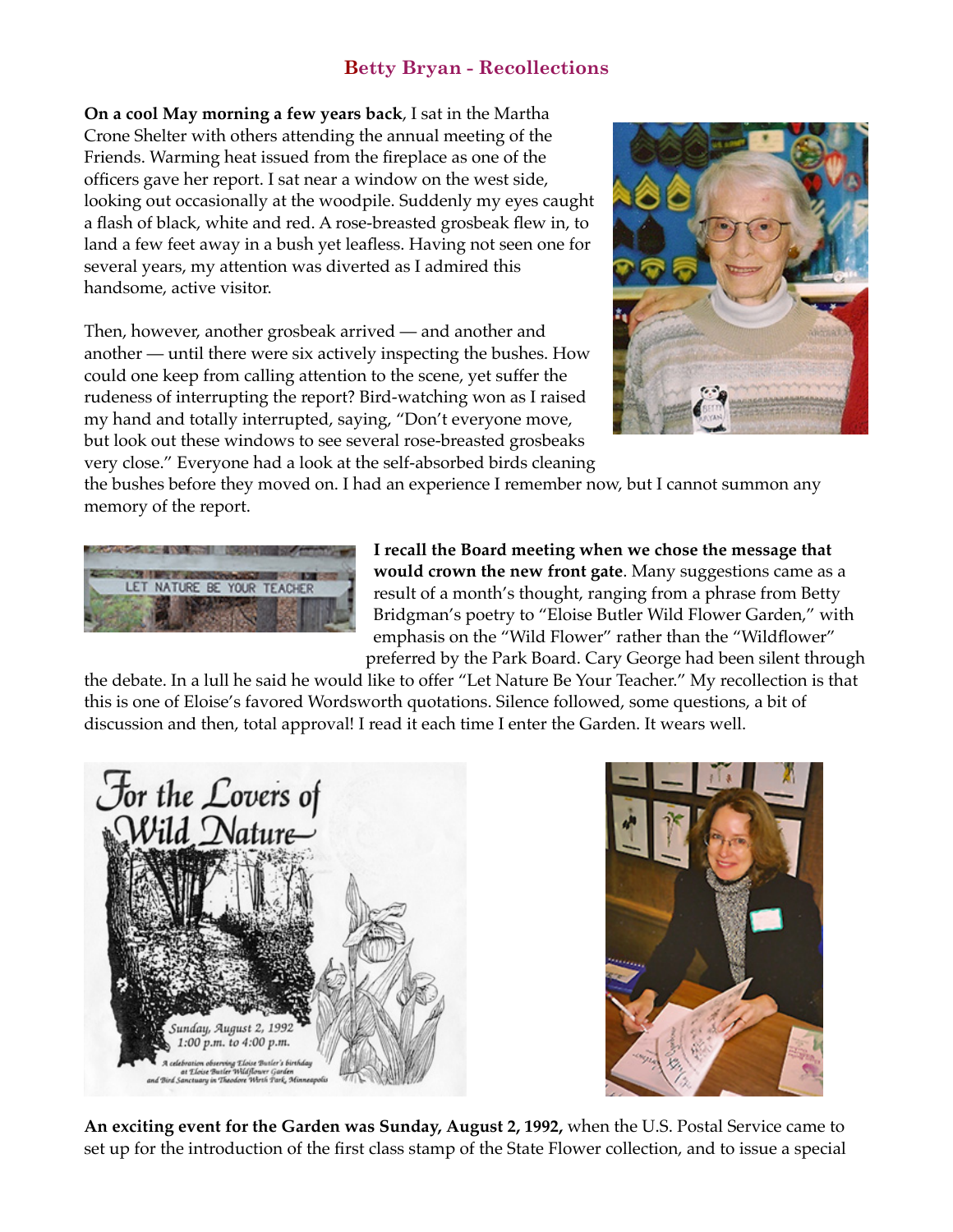## Betty Bryan - Recollections

**On a cool May morning a few years back**, I sat in the Martha Crone Shelter with others attending the annual meeting of the Friends. Warming heat issued from the fireplace as one of the officers gave her report. I sat near a window on the west side, looking out occasionally at the woodpile. Suddenly my eyes caught a flash of black, white and red. A rose-breasted grosbeak flew in, to land a few feet away in a bush yet leafless. Having not seen one for several years, my attention was diverted as I admired this handsome, active visitor.

Then, however, another grosbeak arrived — and another and another — until there were six actively inspecting the bushes. How could one keep from calling attention to the scene, yet suffer the rudeness of interrupting the report? Bird-watching won as I raised my hand and totally interrupted, saying, "Don't everyone move, but look out these windows to see several rose-breasted grosbeaks very close." Everyone had a look at the self-absorbed birds cleaning the bushes before they moved on. I had an experience I remember now, but I cannot summon any memory of the report.

**I recall the Board meeting when we chose the message that would crown the new front gate**. Many suggestions came as a result of a month's thought, ranging from a phrase from Betty Bridgman's poetry to "Eloise Butler Wild Flower Garden," with emphasis on the "Wild Flower" rather than the "Wildflower" preferred by the Park Board. Cary George had been silent through the debate. In a lull he said he would like to offer "Let Nature Be Your Teacher." My recollection is that this is one of Eloise's favored Wordsworth quotations. Silence followed, some questions, a bit of discussion and then, total approval! I read it each time I enter the Garden. It wears well.

**An exciting event for the Garden was Sunday, August 2, 1992,** when the U.S. Postal Service came to set up for the introduction of the first class stamp of the State Flower collection, and to issue a special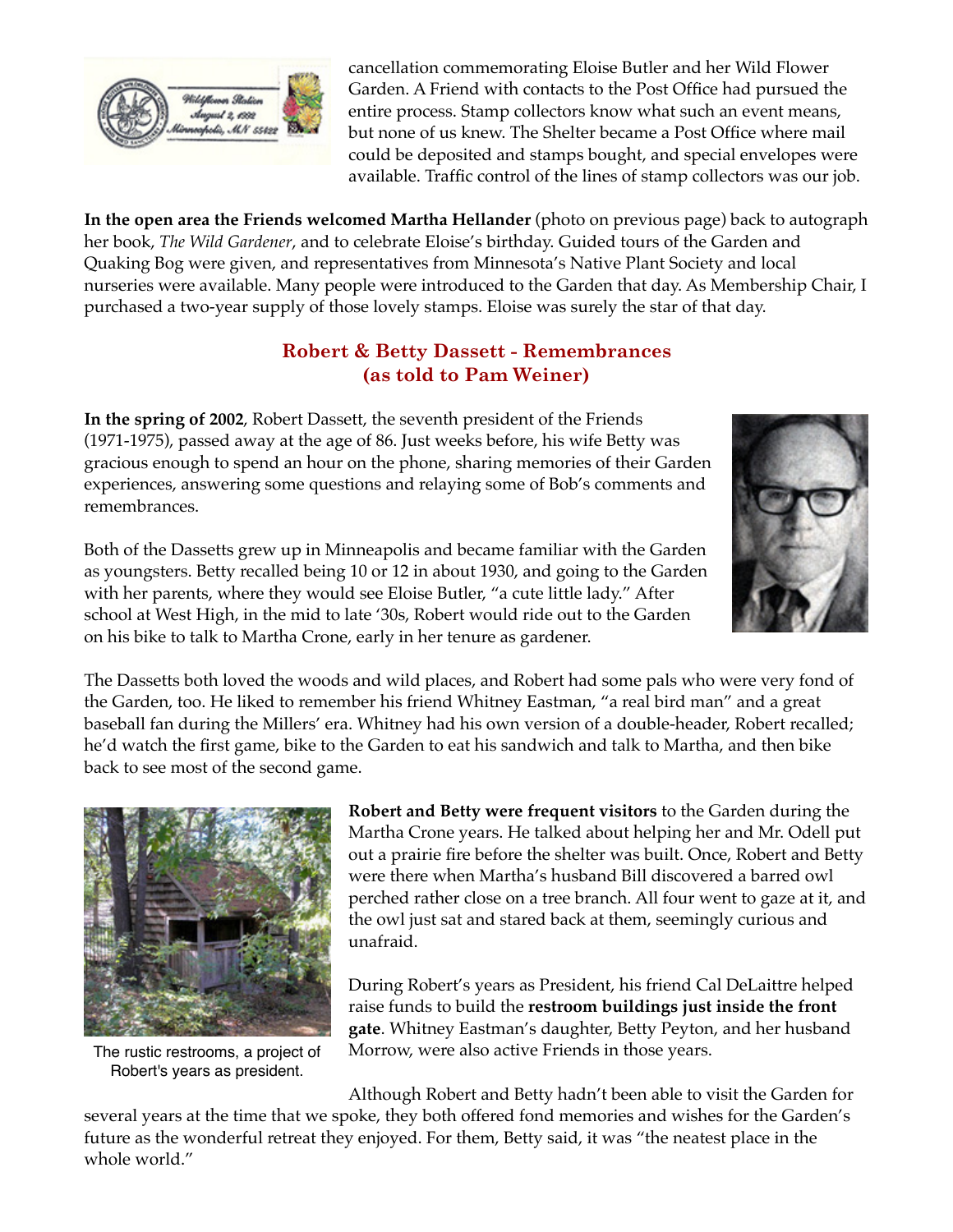cancellation commemorating Eloise Butler and her Wild Flower Garden. A Friend with contacts to the Post Office had pursued the entire process. Stamp collectors know what such an event means, but none of us knew. The Shelter became a Post Office where mail could be deposited and stamps bought, and special envelopes were available. Traffic control of the lines of stamp collectors was our job.

**In the open area the Friends welcomed Martha Hellander** (photo on previous page) back to autograph her book, *The Wild Gardener*, and to celebrate Eloise's birthday. Guided tours of the Garden and Quaking Bog were given, and representatives from Minnesota's Native Plant Society and local nurseries were available. Many people were introduced to the Garden that day. As Membership Chair, I purchased a two-year supply of those lovely stamps. Eloise was surely the star of that day.

## Robert & Betty Dassett - Remembrances (as told to Pam Weiner)

**In the spring of 2002**, Robert Dassett, the seventh president of the Friends (1971-1975), passed away at the age of 86. Just weeks before, his wife Betty was gracious enough to spend an hour on the phone, sharing memories of their Garden experiences, answering some questions and relaying some of Bob's comments and remembrances.

Both of the Dassetts grew up in Minneapolis and became familiar with the Garden as youngsters. Betty recalled being 10 or 12 in about 1930, and going to the Garden with her parents, where they would see Eloise Butler, "a cute little lady." After school at West High, in the mid to late '30s, Robert would ride out to the Garden on his bike to talk to Martha Crone, early in her tenure as gardener.

The Dassetts both loved the woods and wild places, and Robert had some pals who were very fond of the Garden, too. He liked to remember his friend Whitney Eastman, "a real bird man" and a great baseball fan during the Millers' era. Whitney had his own version of a double-header, Robert recalled; he'd watch the first game, bike to the Garden to eat his sandwich and talk to Martha, and then bike back to see most of the second game.

**Robert and Betty were frequent visitors** to the Garden during the Martha Crone years. He talked about helping her and Mr. Odell put out a prairie fire before the shelter was built. Once, Robert and Betty were there when Martha's husband Bill discovered a barred owl perched rather close on a tree branch. All four went to gaze at it, and the owl just sat and stared back at them, seemingly curious and unafraid.

During Robert's years as President, his friend Cal DeLaittre helped raise funds to build the **restroom buildings just inside the front gate**. Whitney Eastman's daughter, Betty Peyton, and her husband Morrow, were also active Friends in those years.

The rustic restrooms, a project of Robert's years as president.

Although Robert and Betty hadn't been able to visit the Garden for several years at the time that we spoke, they both offered fond memories and wishes for the Garden's future as the wonderful retreat they enjoyed. For them, Betty said, it was "the neatest place in the whole world."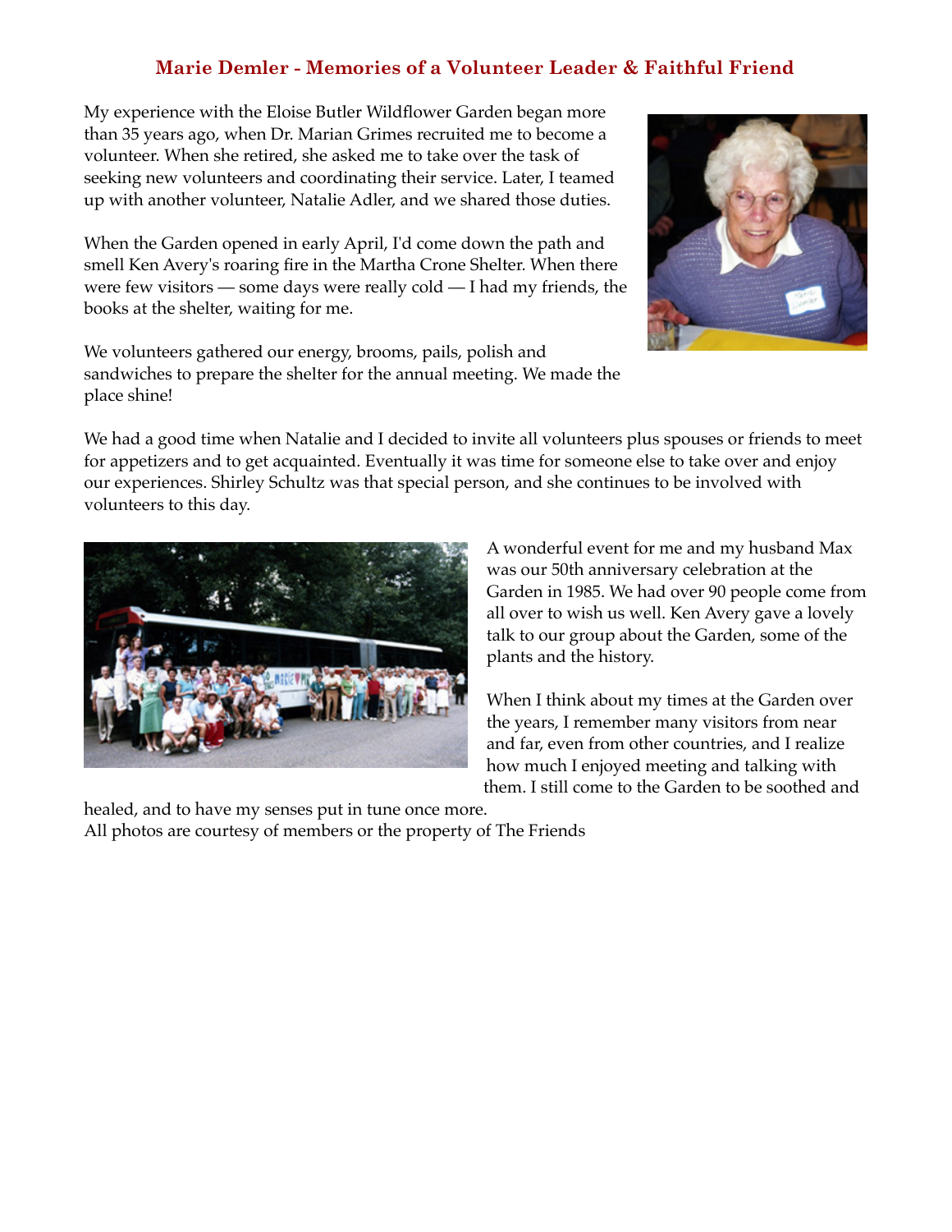## Marie Demler - Memories of a Volunteer Leader & Faithful Friend

My experience with the Eloise Butler Wildflower Garden began more than 35 years ago, when Dr. Marian Grimes recruited me to become a volunteer. When she retired, she asked me to take over the task of seeking new volunteers and coordinating their service. Later, I teamed up with another volunteer, Natalie Adler, and we shared those duties.

When the Garden opened in early April, I'd come down the path and smell Ken Avery's roaring fire in the Martha Crone Shelter. When there were few visitors — some days were really cold — I had my friends, the books at the shelter, waiting for me.

We volunteers gathered our energy, brooms, pails, polish and sandwiches to prepare the shelter for the annual meeting. We made the place shine!

We had a good time when Natalie and I decided to invite all volunteers plus spouses or friends to meet for appetizers and to get acquainted. Eventually it was time for someone else to take over and enjoy our experiences. Shirley Schultz was that special person, and she continues to be involved with volunteers to this day.

A wonderful event for me and my husband Max was our 50th anniversary celebration at the Garden in 1985. We had over 90 people come from all over to wish us well. Ken Avery gave a lovely talk to our group about the Garden, some of the plants and the history.

When I think about my times at the Garden over the years, I remember many visitors from near and far, even from other countries, and I realize how much I enjoyed meeting and talking with them. I still come to the Garden to be soothed and healed, and to have my senses put in tune once more.

All photos are courtesy of members or the property of The Friends